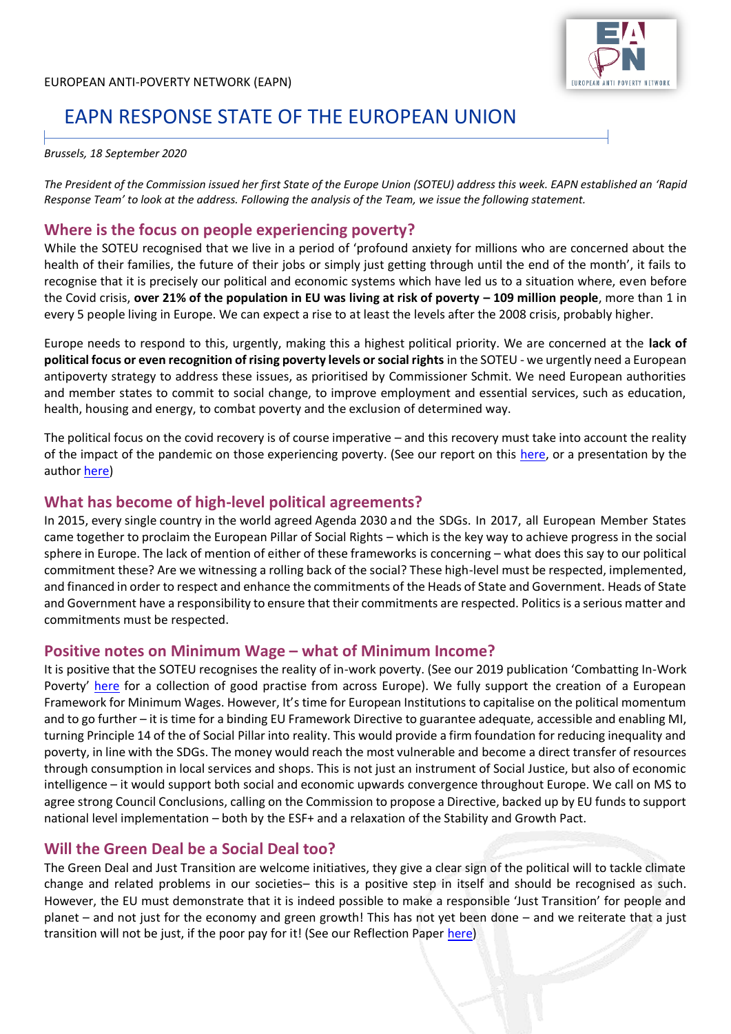EUROPEAN ANTI-POVERTY NETWORK (EAPN)

# EAPN RESPONSE STATE OF THE EUROPEAN UNION

*Brussels, 18 September 2020*

*The President of the Commission issued her first State of the Europe Union (SOTEU) address this week. EAPN established an 'Rapid Response Team' to look at the address. Following the analysis of the Team, we issue the following statement.*

## Where is the focus on people experiencing poverty?

While the SOTEU recognised that we live in a period of 'profound anxiety for millions who are concerned about the health of their families, the future of their jobs or simply just getting through until the end of the month', it fails to recognise that it is precisely our political and economic systems which have led us to a situation where, even before the Covid crisis, **over 21% of the population in EU was living at risk of poverty – 109 million people**, more than 1 in every 5 people living in Europe. We can expect a rise to at least the levels after the 2008 crisis, probably higher.

Europe needs to respond to this, urgently, making this a highest political priority. We are concerned at the **lack of political focus or even recognition of rising poverty levels or social rights** in the SOTEU - we urgently need a European antipoverty strategy to address these issues, as prioritised by Commissioner Schmit. We need European authorities and member states to commit to social change, to improve employment and essential services, such as education, health, housing and energy, to combat poverty and the exclusion of determined way.

The political focus on the covid recovery is of course imperative – and this recovery must take into account the reality of the impact of the pandemic on those experiencing poverty. (See our report on this here, or a presentation by the author here)

## What has become of high-level political agreements?

In 2015, every single country in the world agreed Agenda 2030 and the SDGs. In 2017, all European Member States came together to proclaim the European Pillar of Social Rights – which is the key way to achieve progress in the social sphere in Europe. The lack of mention of either of these frameworks is concerning – what does this say to our political commitment these? Are we witnessing a rolling back of the social? These high-level must be respected, implemented, and financed in order to respect and enhance the commitments of the Heads of State and Government. Heads of State and Government have a responsibility to ensure that their commitments are respected. Politics is a serious matter and commitments must be respected.

## Positive notes on Minimum Wage – what of Minimum Income?

It is positive that the SOTEU recognises the reality of in-work poverty. (See our 2019 publication 'Combatting In-Work Poverty' here for a collection of good practise from across Europe). We fully support the creation of a European Framework for Minimum Wages. However, It's time for European Institutions to capitalise on the political momentum and to go further – it is time for a binding EU Framework Directive to guarantee adequate, accessible and enabling MI, turning Principle 14 of the of Social Pillar into reality. This would provide a firm foundation for reducing inequality and poverty, in line with the SDGs. The money would reach the most vulnerable and become a direct transfer of resources through consumption in local services and shops. This is not just an instrument of Social Justice, but also of economic intelligence – it would support both social and economic upwards convergence throughout Europe. We call on MS to agree strong Council Conclusions, calling on the Commission to propose a Directive, backed up by EU funds to support national level implementation – both by the ESF+ and a relaxation of the Stability and Growth Pact.

## Will the Green Deal be a Social Deal too?

The Green Deal and Just Transition are welcome initiatives, they give a clear sign of the political will to tackle climate change and related problems in our societies– this is a positive step in itself and should be recognised as such. However, the EU must demonstrate that it is indeed possible to make a responsible 'Just Transition' for people and planet – and not just for the economy and green growth! This has not yet been done – and we reiterate that a just transition will not be just, if the poor pay for it! (See our Reflection Paper here)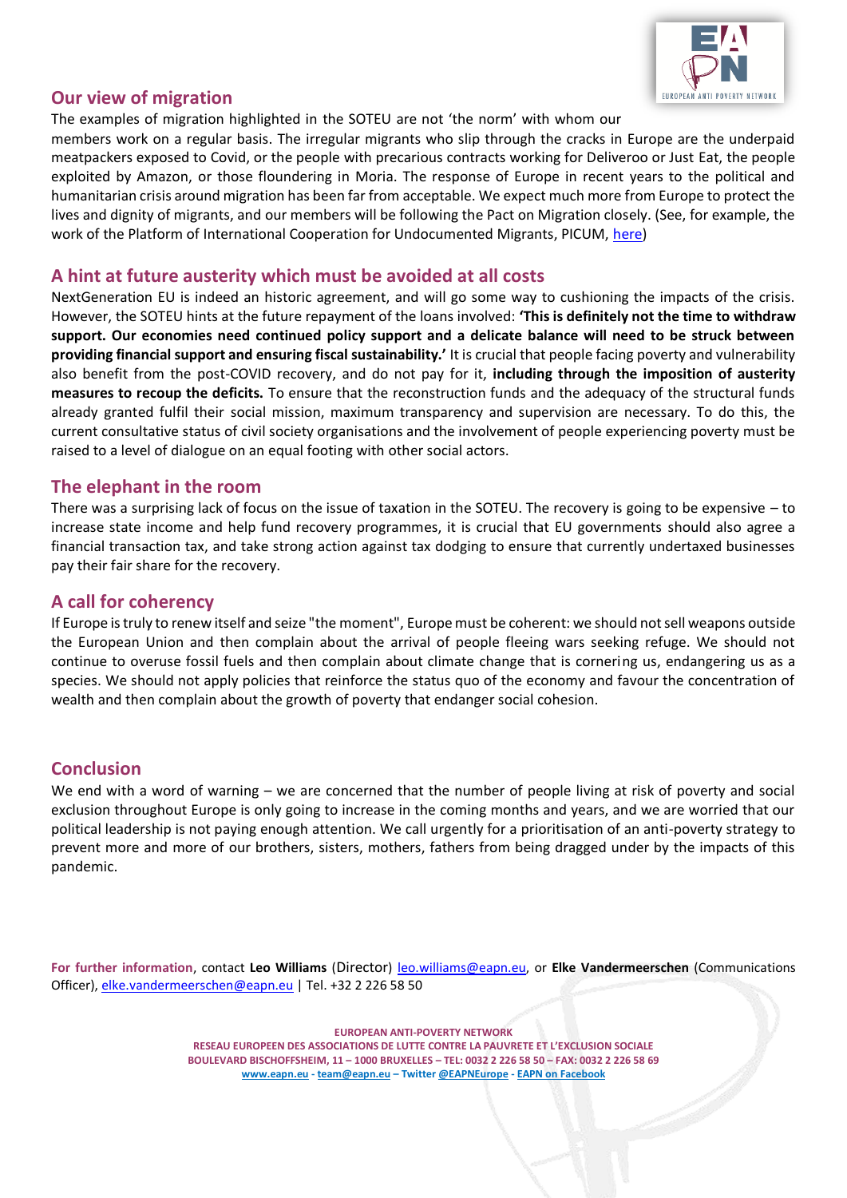## Our view of migration

The examples of migration highlighted in the SOTEU are not 'the norm' with whom our members work on a regular basis. The irregular migrants who slip through the cracks in Europe are the underpaid meatpackers exposed to Covid, or the people with precarious contracts working for Deliveroo or Just Eat, the people exploited by Amazon, or those floundering in Moria. The response of Europe in recent years to the political and humanitarian crisis around migration has been far from acceptable. We expect much more from Europe to protect the lives and dignity of migrants, and our members will be following the Pact on Migration closely. (See, for example, the work of the Platform of International Cooperation for Undocumented Migrants, PICUM, here)

## A hint at future austerity which must be avoided at all costs

NextGeneration EU is indeed an historic agreement, and will go some way to cushioning the impacts of the crisis. However, the SOTEU hints at the future repayment of the loans involved: **'This is definitely not the time to withdraw support. Our economies need continued policy support and a delicate balance will need to be struck between providing financial support and ensuring fiscal sustainability.'** It is crucial that people facing poverty and vulnerability also benefit from the post-COVID recovery, and do not pay for it, **including through the imposition of austerity measures to recoup the deficits.** To ensure that the reconstruction funds and the adequacy of the structural funds already granted fulfil their social mission, maximum transparency and supervision are necessary. To do this, the current consultative status of civil society organisations and the involvement of people experiencing poverty must be raised to a level of dialogue on an equal footing with other social actors.

## The elephant in the room

There was a surprising lack of focus on the issue of taxation in the SOTEU. The recovery is going to be expensive – to increase state income and help fund recovery programmes, it is crucial that EU governments should also agree a financial transaction tax, and take strong action against tax dodging to ensure that currently undertaxed businesses pay their fair share for the recovery.

## A call for coherency

If Europe is truly to renew itself and seize "the moment", Europe must be coherent: we should not sell weapons outside the European Union and then complain about the arrival of people fleeing wars seeking refuge. We should not continue to overuse fossil fuels and then complain about climate change that is cornering us, endangering us as a species. We should not apply policies that reinforce the status quo of the economy and favour the concentration of wealth and then complain about the growth of poverty that endanger social cohesion.

## Conclusion

We end with a word of warning – we are concerned that the number of people living at risk of poverty and social exclusion throughout Europe is only going to increase in the coming months and years, and we are worried that our political leadership is not paying enough attention. We call urgently for a prioritisation of an anti-poverty strategy to prevent more and more of our brothers, sisters, mothers, fathers from being dragged under by the impacts of this pandemic.

**For further information**, contact **Leo Williams** (Director) leo.williams@eapn.eu, or **Elke Vandermeerschen** (Communications Officer), elke.vandermeerschen@eapn.eu | Tel. +32 2 226 58 50

**EUROPEAN ANTI-POVERTY NETWORK**
**RESEAU EUROPEEN DES ASSOCIATIONS DE LUTTE CONTRE LA PAUVRETE ET L'EXCLUSION SOCIALE**
**BOULEVARD BISCHOFFSHEIM, 11 – 1000 BRUXELLES – TEL: 0032 2 226 58 50 – FAX: 0032 2 226 58 69**
**www.eapn.eu - team@eapn.eu – Twitter @EAPNEurope - EAPN on Facebook**